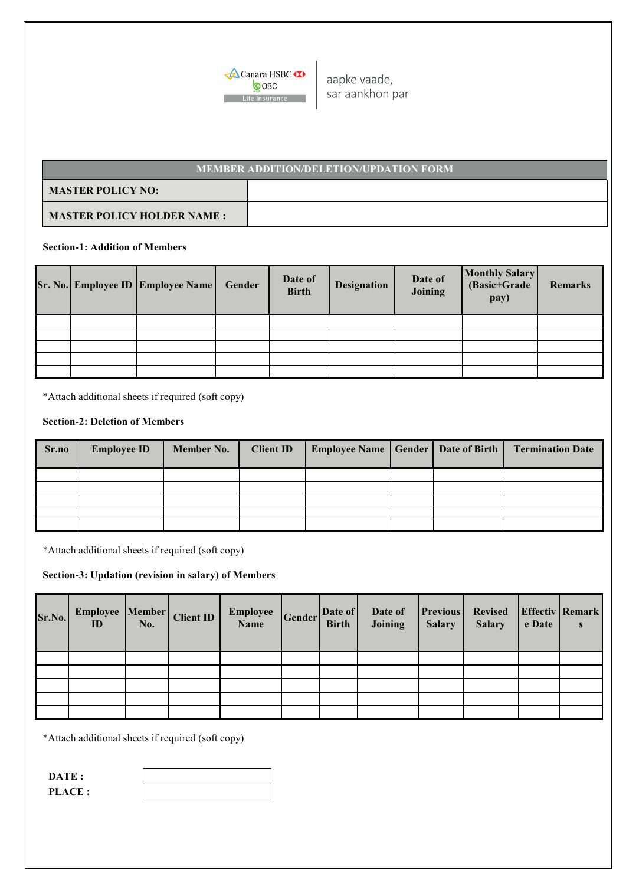Canara HSBC OBC Life Insurance

aapke vaade,
sar aankhon par

## MEMBER ADDITION/DELETION/UPDATION FORM

| **MASTER POLICY NO:** | |
|---|---|
| **MASTER POLICY HOLDER NAME :** | |

**Section-1: Addition of Members**

| Sr. No. | Employee ID | Employee Name | Gender | Date of Birth | Designation | Date of Joining | Monthly Salary (Basic+Grade pay) | Remarks |
|---|---|---|---|---|---|---|---|---|
| | | | | | | | | |
| | | | | | | | | |
| | | | | | | | | |
| | | | | | | | | |
| | | | | | | | | |

*Attach additional sheets if required (soft copy)

**Section-2: Deletion of Members**

| Sr.no | Employee ID | Member No. | Client ID | Employee Name | Gender | Date of Birth | Termination Date |
|---|---|---|---|---|---|---|---|
| | | | | | | | |
| | | | | | | | |
| | | | | | | | |
| | | | | | | | |
| | | | | | | | |

*Attach additional sheets if required (soft copy)

**Section-3: Updation (revision in salary) of Members**

| Sr.No. | Employee ID | Member No. | Client ID | Employee Name | Gender | Date of Birth | Date of Joining | Previous Salary | Revised Salary | Effective Date | Remarks |
|---|---|---|---|---|---|---|---|---|---|---|---|
| | | | | | | | | | | | |
| | | | | | | | | | | | |
| | | | | | | | | | | | |
| | | | | | | | | | | | |
| | | | | | | | | | | | |

*Attach additional sheets if required (soft copy)

| **DATE :** | |
|---|---|
| **PLACE :** | |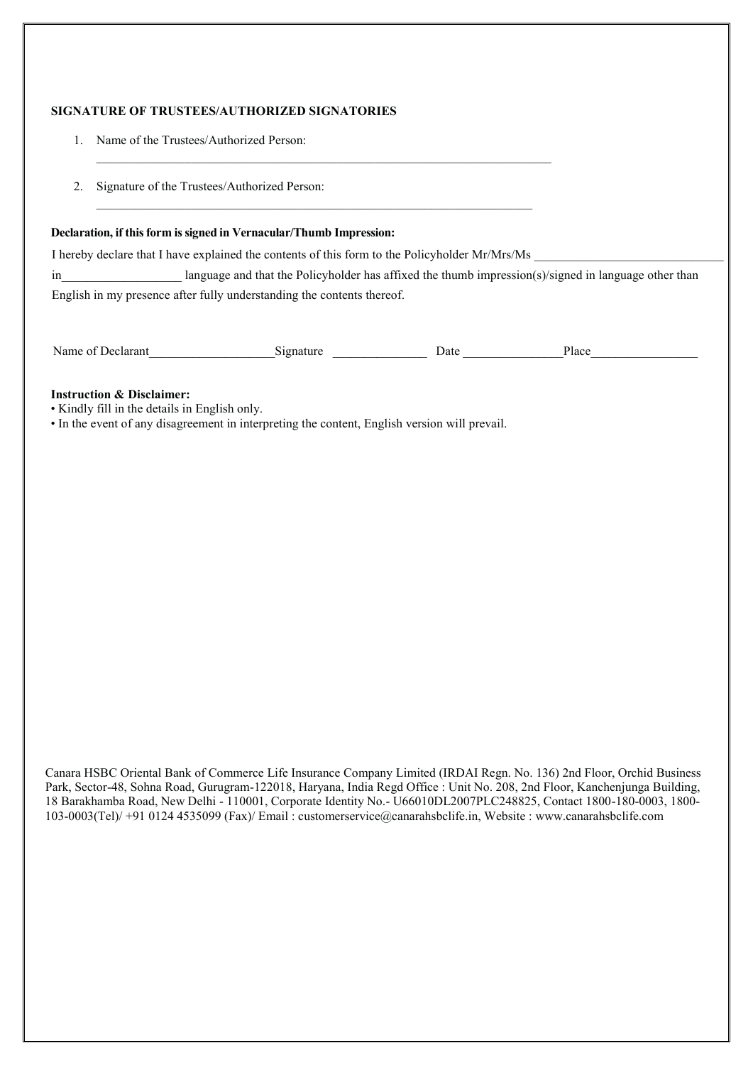**SIGNATURE OF TRUSTEES/AUTHORIZED SIGNATORIES**

1. Name of the Trustees/Authorized Person:
   ___________________________________________________________________________
2. Signature of the Trustees/Authorized Person:
   ________________________________________________________________________

**Declaration, if this form is signed in Vernacular/Thumb Impression:**

I hereby declare that I have explained the contents of this form to the Policyholder Mr/Mrs/Ms ______________________________ in___________________ language and that the Policyholder has affixed the thumb impression(s)/signed in language other than English in my presence after fully understanding the contents thereof.

Name of Declarant___________________Signature _______________ Date ________________Place_________________

**Instruction & Disclaimer:**

• Kindly fill in the details in English only.
• In the event of any disagreement in interpreting the content, English version will prevail.

Canara HSBC Oriental Bank of Commerce Life Insurance Company Limited (IRDAI Regn. No. 136) 2nd Floor, Orchid Business Park, Sector-48, Sohna Road, Gurugram-122018, Haryana, India Regd Office : Unit No. 208, 2nd Floor, Kanchenjunga Building, 18 Barakhamba Road, New Delhi - 110001, Corporate Identity No.- U66010DL2007PLC248825, Contact 1800-180-0003, 1800-103-0003(Tel)/ +91 0124 4535099 (Fax)/ Email : customerservice@canarahsbclife.in, Website : www.canarahsbclife.com